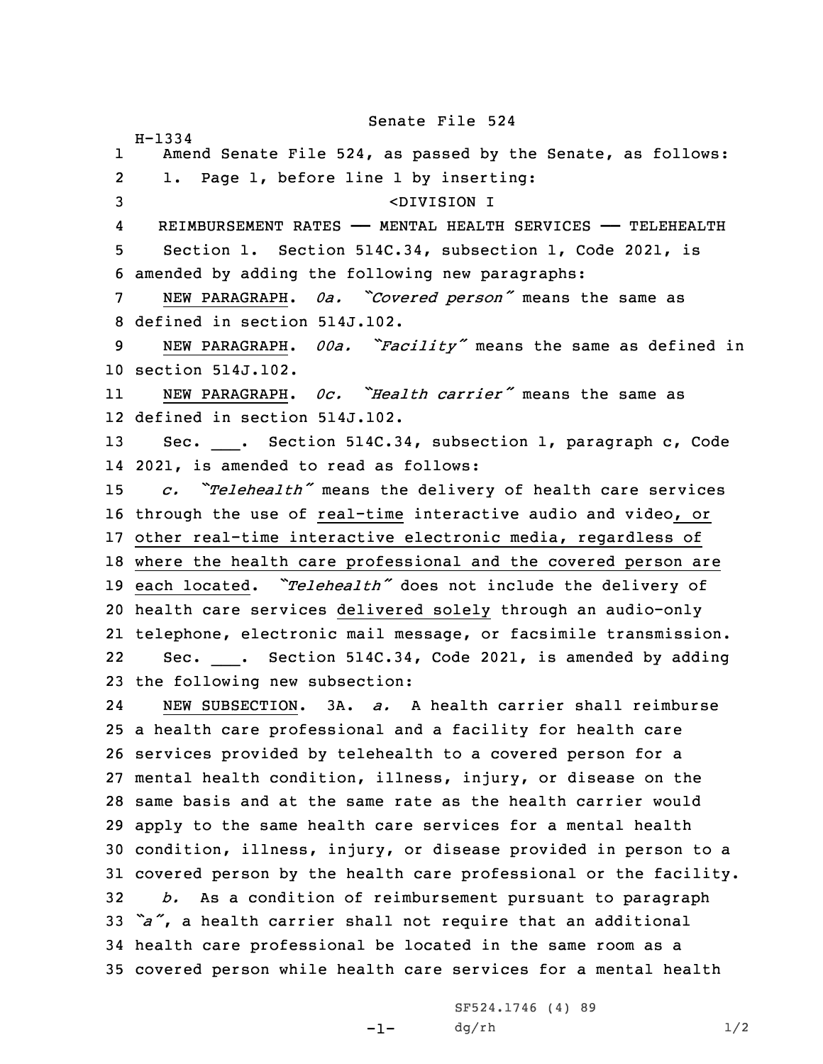Senate File 524

H-1334

Amend Senate File 524, as passed by the Senate, as follows:

1. Page 1, before line 1 by inserting:

<DIVISION I

REIMBURSEMENT RATES —— MENTAL HEALTH SERVICES —— TELEHEALTH

Section 1. Section 514C.34, subsection 1, Code 2021, is amended by adding the following new paragraphs:

NEW PARAGRAPH. *0a.* *"Covered person"* means the same as defined in section 514J.102.

NEW PARAGRAPH. *00a.* *"Facility"* means the same as defined in section 514J.102.

NEW PARAGRAPH. *0c.* *"Health carrier"* means the same as defined in section 514J.102.

Sec. ___. Section 514C.34, subsection 1, paragraph c, Code 2021, is amended to read as follows:

*c.* *"Telehealth"* means the delivery of health care services through the use of real-time interactive audio and video, or other real-time interactive electronic media, regardless of where the health care professional and the covered person are each located. *"Telehealth"* does not include the delivery of health care services delivered solely through an audio-only telephone, electronic mail message, or facsimile transmission.

Sec. ___. Section 514C.34, Code 2021, is amended by adding the following new subsection:

NEW SUBSECTION. 3A. *a.* A health carrier shall reimburse a health care professional and a facility for health care services provided by telehealth to a covered person for a mental health condition, illness, injury, or disease on the same basis and at the same rate as the health carrier would apply to the same health care services for a mental health condition, illness, injury, or disease provided in person to a covered person by the health care professional or the facility.

*b.* As a condition of reimbursement pursuant to paragraph *"a"*, a health carrier shall not require that an additional health care professional be located in the same room as a covered person while health care services for a mental health

SF524.1746 (4) 89

dg/rh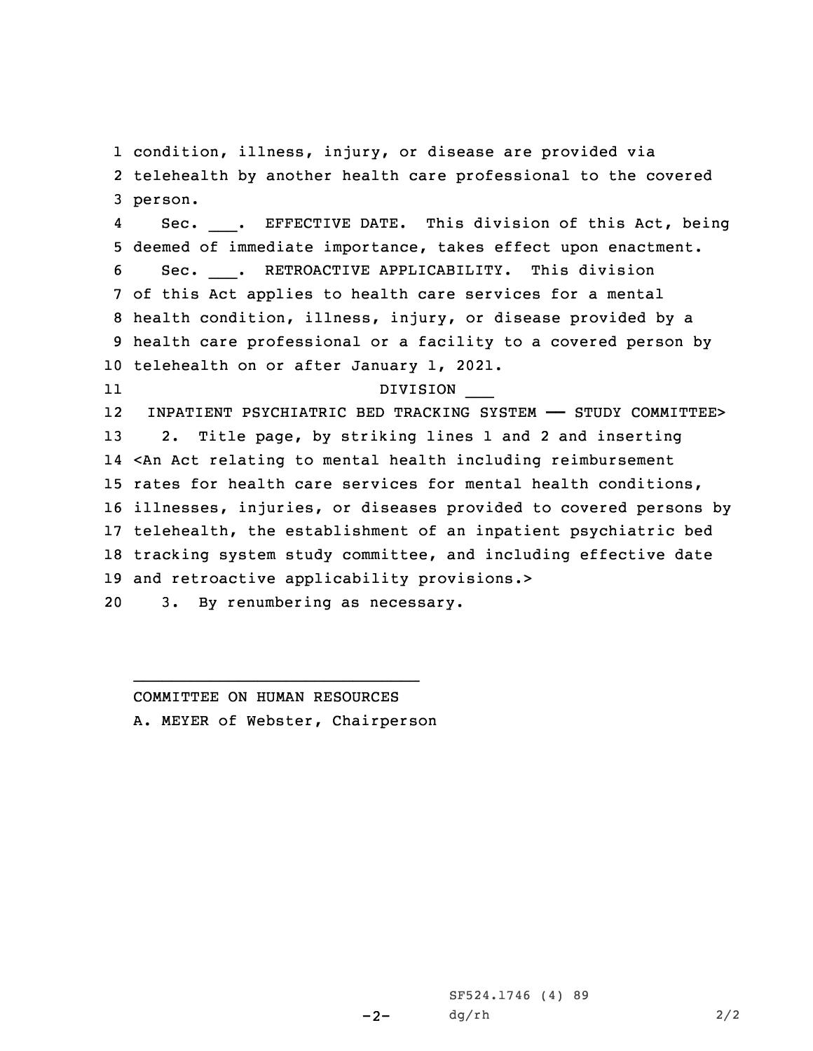condition, illness, injury, or disease are provided via telehealth by another health care professional to the covered person.

Sec. ___. EFFECTIVE DATE. This division of this Act, being deemed of immediate importance, takes effect upon enactment.

Sec. ___. RETROACTIVE APPLICABILITY. This division of this Act applies to health care services for a mental health condition, illness, injury, or disease provided by a health care professional or a facility to a covered person by telehealth on or after January 1, 2021.

DIVISION ___

INPATIENT PSYCHIATRIC BED TRACKING SYSTEM —— STUDY COMMITTEE>

2. Title page, by striking lines 1 and 2 and inserting <An Act relating to mental health including reimbursement rates for health care services for mental health conditions, illnesses, injuries, or diseases provided to covered persons by telehealth, the establishment of an inpatient psychiatric bed tracking system study committee, and including effective date and retroactive applicability provisions.>

3. By renumbering as necessary.

______________________________

COMMITTEE ON HUMAN RESOURCES

A. MEYER of Webster, Chairperson

SF524.1746 (4) 89

dg/rh